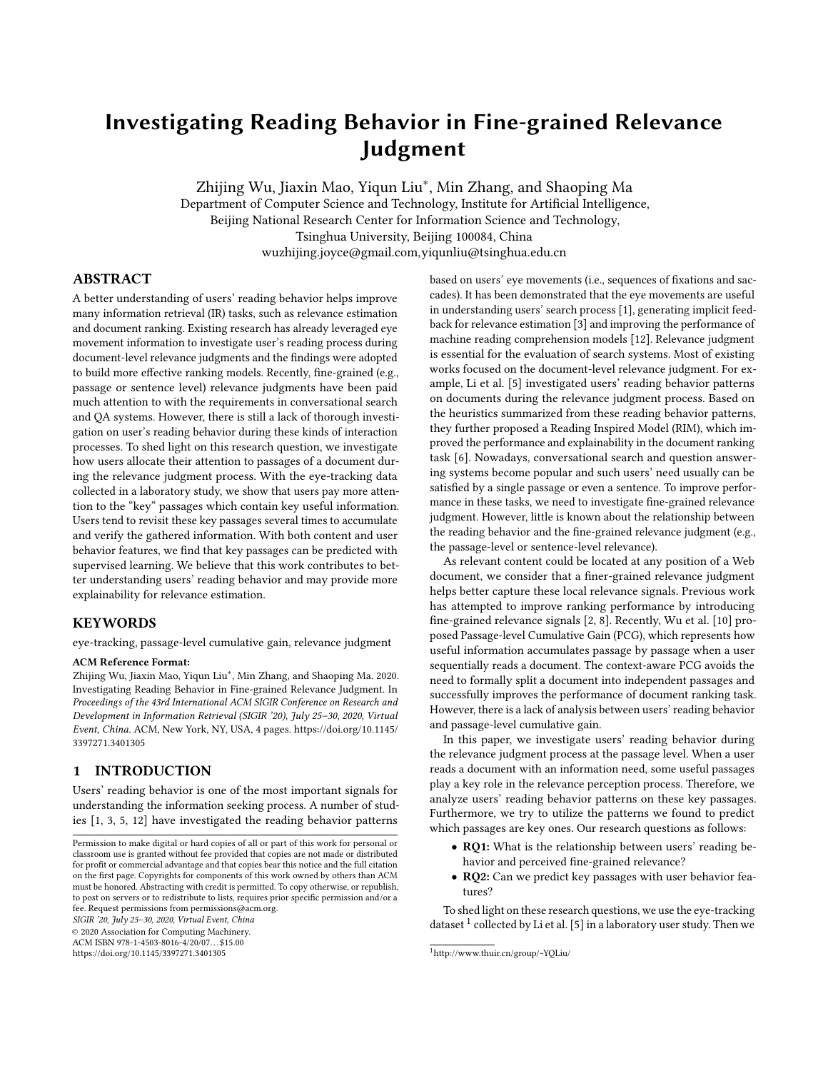# Investigating Reading Behavior in Fine-grained Relevance Judgment

Zhijing Wu, Jiaxin Mao, Yiqun Liu*, Min Zhang, and Shaoping Ma

Department of Computer Science and Technology, Institute for Artificial Intelligence,
Beijing National Research Center for Information Science and Technology,
Tsinghua University, Beijing 100084, China
wuzhijing.joyce@gmail.com,yiqunliu@tsinghua.edu.cn

## ABSTRACT

A better understanding of users' reading behavior helps improve many information retrieval (IR) tasks, such as relevance estimation and document ranking. Existing research has already leveraged eye movement information to investigate user's reading process during document-level relevance judgments and the findings were adopted to build more effective ranking models. Recently, fine-grained (e.g., passage or sentence level) relevance judgments have been paid much attention to with the requirements in conversational search and QA systems. However, there is still a lack of thorough investigation on user's reading behavior during these kinds of interaction processes. To shed light on this research question, we investigate how users allocate their attention to passages of a document during the relevance judgment process. With the eye-tracking data collected in a laboratory study, we show that users pay more attention to the "key" passages which contain key useful information. Users tend to revisit these key passages several times to accumulate and verify the gathered information. With both content and user behavior features, we find that key passages can be predicted with supervised learning. We believe that this work contributes to better understanding users' reading behavior and may provide more explainability for relevance estimation.

## KEYWORDS

eye-tracking, passage-level cumulative gain, relevance judgment

**ACM Reference Format:**
Zhijing Wu, Jiaxin Mao, Yiqun Liu*, Min Zhang, and Shaoping Ma. 2020. Investigating Reading Behavior in Fine-grained Relevance Judgment. In *Proceedings of the 43rd International ACM SIGIR Conference on Research and Development in Information Retrieval (SIGIR '20), July 25–30, 2020, Virtual Event, China.* ACM, New York, NY, USA, 4 pages. https://doi.org/10.1145/3397271.3401305

## 1 INTRODUCTION

Users' reading behavior is one of the most important signals for understanding the information seeking process. A number of studies [1, 3, 5, 12] have investigated the reading behavior patterns based on users' eye movements (i.e., sequences of fixations and saccades). It has been demonstrated that the eye movements are useful in understanding users' search process [1], generating implicit feedback for relevance estimation [3] and improving the performance of machine reading comprehension models [12]. Relevance judgment is essential for the evaluation of search systems. Most of existing works focused on the document-level relevance judgment. For example, Li et al. [5] investigated users' reading behavior patterns on documents during the relevance judgment process. Based on the heuristics summarized from these reading behavior patterns, they further proposed a Reading Inspired Model (RIM), which improved the performance and explainability in the document ranking task [6]. Nowadays, conversational search and question answering systems become popular and such users' need usually can be satisfied by a single passage or even a sentence. To improve performance in these tasks, we need to investigate fine-grained relevance judgment. However, little is known about the relationship between the reading behavior and the fine-grained relevance judgment (e.g., the passage-level or sentence-level relevance).

As relevant content could be located at any position of a Web document, we consider that a finer-grained relevance judgment helps better capture these local relevance signals. Previous work has attempted to improve ranking performance by introducing fine-grained relevance signals [2, 8]. Recently, Wu et al. [10] proposed Passage-level Cumulative Gain (PCG), which represents how useful information accumulates passage by passage when a user sequentially reads a document. The context-aware PCG avoids the need to formally split a document into independent passages and successfully improves the performance of document ranking task. However, there is a lack of analysis between users' reading behavior and passage-level cumulative gain.

In this paper, we investigate users' reading behavior during the relevance judgment process at the passage level. When a user reads a document with an information need, some useful passages play a key role in the relevance perception process. Therefore, we analyze users' reading behavior patterns on these key passages. Furthermore, we try to utilize the patterns we found to predict which passages are key ones. Our research questions as follows:

- **RQ1:** What is the relationship between users' reading behavior and perceived fine-grained relevance?
- **RQ2:** Can we predict key passages with user behavior features?

To shed light on these research questions, we use the eye-tracking dataset [1] collected by Li et al. [5] in a laboratory user study. Then we

[1] http://www.thuir.cn/group/~YQLiu/

Permission to make digital or hard copies of all or part of this work for personal or classroom use is granted without fee provided that copies are not made or distributed for profit or commercial advantage and that copies bear this notice and the full citation on the first page. Copyrights for components of this work owned by others than ACM must be honored. Abstracting with credit is permitted. To copy otherwise, or republish, to post on servers or to redistribute to lists, requires prior specific permission and/or a fee. Request permissions from permissions@acm.org.
*SIGIR '20, July 25–30, 2020, Virtual Event, China*
© 2020 Association for Computing Machinery.
ACM ISBN 978-1-4503-8016-4/20/07…$15.00
https://doi.org/10.1145/3397271.3401305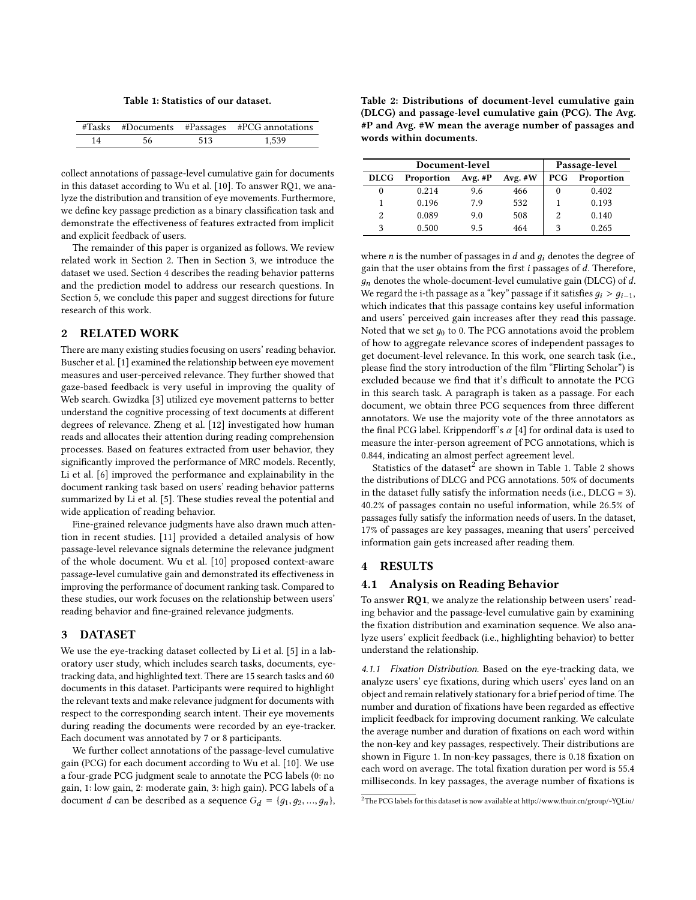Table 1: Statistics of our dataset.

| #Tasks | #Documents | #Passages | #PCG annotations |
|---|---|---|---|
| 14 | 56 | 513 | 1,539 |

collect annotations of passage-level cumulative gain for documents in this dataset according to Wu et al. [10]. To answer RQ1, we analyze the distribution and transition of eye movements. Furthermore, we define key passage prediction as a binary classification task and demonstrate the effectiveness of features extracted from implicit and explicit feedback of users.

The remainder of this paper is organized as follows. We review related work in Section 2. Then in Section 3, we introduce the dataset we used. Section 4 describes the reading behavior patterns and the prediction model to address our research questions. In Section 5, we conclude this paper and suggest directions for future research of this work.

## 2 RELATED WORK

There are many existing studies focusing on users' reading behavior. Buscher et al. [1] examined the relationship between eye movement measures and user-perceived relevance. They further showed that gaze-based feedback is very useful in improving the quality of Web search. Gwizdka [3] utilized eye movement patterns to better understand the cognitive processing of text documents at different degrees of relevance. Zheng et al. [12] investigated how human reads and allocates their attention during reading comprehension processes. Based on features extracted from user behavior, they significantly improved the performance of MRC models. Recently, Li et al. [6] improved the performance and explainability in the document ranking task based on users' reading behavior patterns summarized by Li et al. [5]. These studies reveal the potential and wide application of reading behavior.

Fine-grained relevance judgments have also drawn much attention in recent studies. [11] provided a detailed analysis of how passage-level relevance signals determine the relevance judgment of the whole document. Wu et al. [10] proposed context-aware passage-level cumulative gain and demonstrated its effectiveness in improving the performance of document ranking task. Compared to these studies, our work focuses on the relationship between users' reading behavior and fine-grained relevance judgments.

## 3 DATASET

We use the eye-tracking dataset collected by Li et al. [5] in a laboratory user study, which includes search tasks, documents, eye-tracking data, and highlighted text. There are 15 search tasks and 60 documents in this dataset. Participants were required to highlight the relevant texts and make relevance judgment for documents with respect to the corresponding search intent. Their eye movements during reading the documents were recorded by an eye-tracker. Each document was annotated by 7 or 8 participants.

We further collect annotations of the passage-level cumulative gain (PCG) for each document according to Wu et al. [10]. We use a four-grade PCG judgment scale to annotate the PCG labels (0: no gain, 1: low gain, 2: moderate gain, 3: high gain). PCG labels of a document $d$ can be described as a sequence $G_d = \{g_1, g_2, ..., g_n\}$, where $n$ is the number of passages in $d$ and $g_i$ denotes the degree of gain that the user obtains from the first $i$ passages of $d$. Therefore, $g_n$ denotes the whole-document-level cumulative gain (DLCG) of $d$. We regard the i-th passage as a "key" passage if it satisfies $g_i > g_{i-1}$, which indicates that this passage contains key useful information and users' perceived gain increases after they read this passage. Noted that we set $g_0$ to 0. The PCG annotations avoid the problem of how to aggregate relevance scores of independent passages to get document-level relevance. In this work, one search task (i.e., please find the story introduction of the film "Flirting Scholar") is excluded because we find that it's difficult to annotate the PCG in this search task. A paragraph is taken as a passage. For each document, we obtain three PCG sequences from three different annotators. We use the majority vote of the three annotators as the final PCG label. Krippendorff's $\alpha$ [4] for ordinal data is used to measure the inter-person agreement of PCG annotations, which is 0.844, indicating an almost perfect agreement level.

Table 2: Distributions of document-level cumulative gain (DLCG) and passage-level cumulative gain (PCG). The Avg. #P and Avg. #W mean the average number of passages and words within documents.

| Document-level | | | | Passage-level | |
|---|---|---|---|---|---|
| **DLCG** | **Proportion** | **Avg. #P** | **Avg. #W** | **PCG** | **Proportion** |
| 0 | 0.214 | 9.6 | 466 | 0 | 0.402 |
| 1 | 0.196 | 7.9 | 532 | 1 | 0.193 |
| 2 | 0.089 | 9.0 | 508 | 2 | 0.140 |
| 3 | 0.500 | 9.5 | 464 | 3 | 0.265 |

Statistics of the dataset[2] are shown in Table 1. Table 2 shows the distributions of DLCG and PCG annotations. 50% of documents in the dataset fully satisfy the information needs (i.e., DLCG = 3). 40.2% of passages contain no useful information, while 26.5% of passages fully satisfy the information needs of users. In the dataset, 17% of passages are key passages, meaning that users' perceived information gain gets increased after reading them.

## 4 RESULTS

### 4.1 Analysis on Reading Behavior

To answer **RQ1**, we analyze the relationship between users' reading behavior and the passage-level cumulative gain by examining the fixation distribution and examination sequence. We also analyze users' explicit feedback (i.e., highlighting behavior) to better understand the relationship.

*4.1.1 Fixation Distribution.* Based on the eye-tracking data, we analyze users' eye fixations, during which users' eyes land on an object and remain relatively stationary for a brief period of time. The number and duration of fixations have been regarded as effective implicit feedback for improving document ranking. We calculate the average number and duration of fixations on each word within the non-key and key passages, respectively. Their distributions are shown in Figure 1. In non-key passages, there is 0.18 fixation on each word on average. The total fixation duration per word is 55.4 milliseconds. In key passages, the average number of fixations is

[2] The PCG labels for this dataset is now available at http://www.thuir.cn/group/~YQLiu/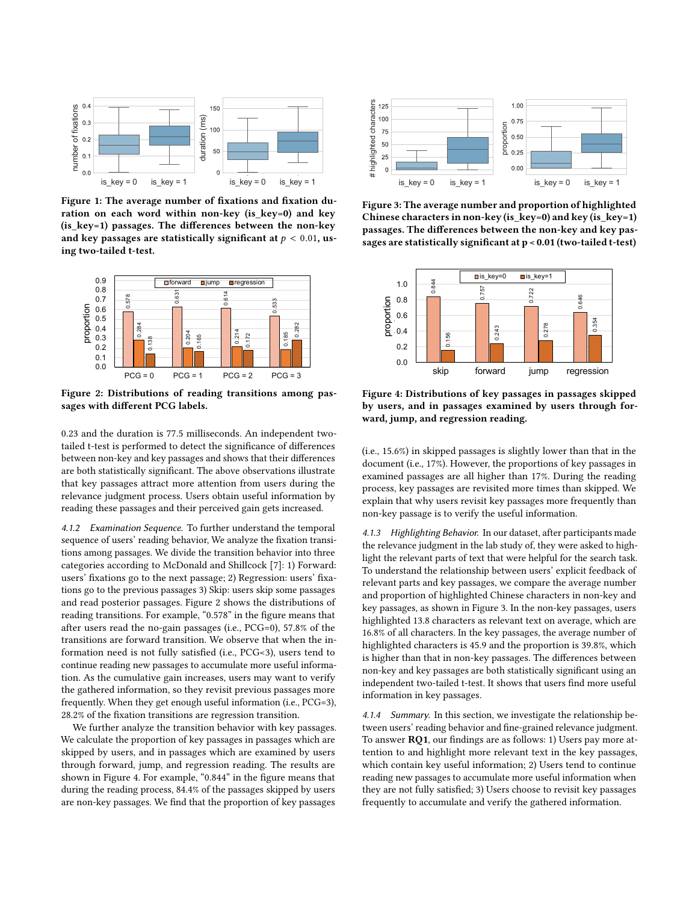Figure 1: The average number of fixations and fixation duration on each word within non-key (is_key=0) and key (is_key=1) passages. The differences between the non-key and key passages are statistically significant at $p < 0.01$, using two-tailed t-test.

Figure 2: Distributions of reading transitions among passages with different PCG labels.

0.23 and the duration is 77.5 milliseconds. An independent two-tailed t-test is performed to detect the significance of differences between non-key and key passages and shows that their differences are both statistically significant. The above observations illustrate that key passages attract more attention from users during the relevance judgment process. Users obtain useful information by reading these passages and their perceived gain gets increased.

*4.1.2 Examination Sequence.* To further understand the temporal sequence of users' reading behavior, We analyze the fixation transitions among passages. We divide the transition behavior into three categories according to McDonald and Shillcock [7]: 1) Forward: users' fixations go to the next passage; 2) Regression: users' fixations go to the previous passages 3) Skip: users skip some passages and read posterior passages. Figure 2 shows the distributions of reading transitions. For example, "0.578" in the figure means that after users read the no-gain passages (i.e., PCG=0), 57.8% of the transitions are forward transition. We observe that when the information need is not fully satisfied (i.e., PCG<3), users tend to continue reading new passages to accumulate more useful information. As the cumulative gain increases, users may want to verify the gathered information, so they revisit previous passages more frequently. When they get enough useful information (i.e., PCG=3), 28.2% of the fixation transitions are regression transition.

We further analyze the transition behavior with key passages. We calculate the proportion of key passages in passages which are skipped by users, and in passages which are examined by users through forward, jump, and regression reading. The results are shown in Figure 4. For example, "0.844" in the figure means that during the reading process, 84.4% of the passages skipped by users are non-key passages. We find that the proportion of key passages

Figure 3: The average number and proportion of highlighted Chinese characters in non-key (is_key=0) and key (is_key=1) passages. The differences between the non-key and key passages are statistically significant at p < 0.01 (two-tailed t-test)

Figure 4: Distributions of key passages in passages skipped by users, and in passages examined by users through forward, jump, and regression reading.

(i.e., 15.6%) in skipped passages is slightly lower than that in the document (i.e., 17%). However, the proportions of key passages in examined passages are all higher than 17%. During the reading process, key passages are revisited more times than skipped. We explain that why users revisit key passages more frequently than non-key passage is to verify the useful information.

*4.1.3 Highlighting Behavior.* In our dataset, after participants made the relevance judgment in the lab study of, they were asked to highlight the relevant parts of text that were helpful for the search task. To understand the relationship between users' explicit feedback of relevant parts and key passages, we compare the average number and proportion of highlighted Chinese characters in non-key and key passages, as shown in Figure 3. In the non-key passages, users highlighted 13.8 characters as relevant text on average, which are 16.8% of all characters. In the key passages, the average number of highlighted characters is 45.9 and the proportion is 39.8%, which is higher than that in non-key passages. The differences between non-key and key passages are both statistically significant using an independent two-tailed t-test. It shows that users find more useful information in key passages.

*4.1.4 Summary.* In this section, we investigate the relationship between users' reading behavior and fine-grained relevance judgment. To answer **RQ1**, our findings are as follows: 1) Users pay more attention to and highlight more relevant text in the key passages, which contain key useful information; 2) Users tend to continue reading new passages to accumulate more useful information when they are not fully satisfied; 3) Users choose to revisit key passages frequently to accumulate and verify the gathered information.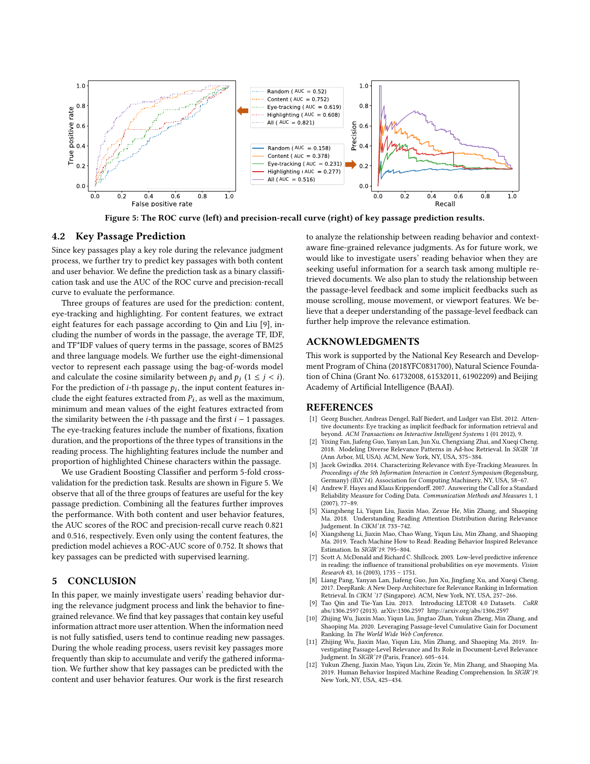0.0 0.2 0.4 0.6 0.8 1.0

True positive rate

False positive rate

Random ( AUC = 0.52)
Content ( AUC = 0.752)
Eye-tracking ( AUC = 0.619)
Highlighting ( AUC = 0.608)
All ( AUC = 0.821)

Random ( AUC = 0.158)
Content ( AUC = 0.378)
Eye-tracking ( AUC = 0.231)
Highlighting ( AUC = 0.277)
All ( AUC = 0.516)

Precision

Recall

**Figure 5: The ROC curve (left) and precision-recall curve (right) of key passage prediction results.**

## 4.2 Key Passage Prediction

Since key passages play a key role during the relevance judgment process, we further try to predict key passages with both content and user behavior. We define the prediction task as a binary classification task and use the AUC of the ROC curve and precision-recall curve to evaluate the performance.

Three groups of features are used for the prediction: content, eye-tracking and highlighting. For content features, we extract eight features for each passage according to Qin and Liu [9], including the number of words in the passage, the average TF, IDF, and TF*IDF values of query terms in the passage, scores of BM25 and three language models. We further use the eight-dimensional vector to represent each passage using the bag-of-words model and calculate the cosine similarity between $p_i$ and $p_j$ ($1 \leq j < i$). For the prediction of $i$-th passage $p_i$, the input content features include the eight features extracted from $P_i$, as well as the maximum, minimum and mean values of the eight features extracted from the similarity between the $i$-th passage and the first $i-1$ passages. The eye-tracking features include the number of fixations, fixation duration, and the proportions of the three types of transitions in the reading process. The highlighting features include the number and proportion of highlighted Chinese characters within the passage.

We use Gradient Boosting Classifier and perform 5-fold cross-validation for the prediction task. Results are shown in Figure 5. We observe that all of the three groups of features are useful for the key passage prediction. Combining all the features further improves the performance. With both content and user behavior features, the AUC scores of the ROC and precision-recall curve reach 0.821 and 0.516, respectively. Even only using the content features, the prediction model achieves a ROC-AUC score of 0.752. It shows that key passages can be predicted with supervised learning.

# 5 CONCLUSION

In this paper, we mainly investigate users' reading behavior during the relevance judgment process and link the behavior to fine-grained relevance. We find that key passages that contain key useful information attract more user attention. When the information need is not fully satisfied, users tend to continue reading new passages. During the whole reading process, users revisit key passages more frequently than skip to accumulate and verify the gathered information. We further show that key passages can be predicted with the content and user behavior features. Our work is the first research to analyze the relationship between reading behavior and context-aware fine-grained relevance judgments. As for future work, we would like to investigate users' reading behavior when they are seeking useful information for a search task among multiple retrieved documents. We also plan to study the relationship between the passage-level feedback and some implicit feedbacks such as mouse scrolling, mouse movement, or viewport features. We believe that a deeper understanding of the passage-level feedback can further help improve the relevance estimation.

# ACKNOWLEDGMENTS

This work is supported by the National Key Research and Development Program of China (2018YFC0831700), Natural Science Foundation of China (Grant No. 61732008, 61532011, 61902209) and Beijing Academy of Artificial Intelligence (BAAI).

# REFERENCES

[1] Georg Buscher, Andreas Dengel, Ralf Biedert, and Ludger van Elst. 2012. Attentive documents: Eye tracking as implicit feedback for information retrieval and beyond. *ACM Transactions on Interactive Intelligent Systems* 1 (01 2012), 9.

[2] Yixing Fan, Jiafeng Guo, Yanyan Lan, Jun Xu, Chengxiang Zhai, and Xueqi Cheng. 2018. Modeling Diverse Relevance Patterns in Ad-hoc Retrieval. In *SIGIR '18* (Ann Arbor, MI, USA). ACM, New York, NY, USA, 375–384.

[3] Jacek Gwizdka. 2014. Characterizing Relevance with Eye-Tracking Measures. In *Proceedings of the 5th Information Interaction in Context Symposium* (Regensburg, Germany) *(IIiX'14)*. Association for Computing Machinery, NY, USA, 58–67.

[4] Andrew F. Hayes and Klaus Krippendorff. 2007. Answering the Call for a Standard Reliability Measure for Coding Data. *Communication Methods and Measures* 1, 1 (2007), 77–89.

[5] Xiangsheng Li, Yiqun Liu, Jiaxin Mao, Zexue He, Min Zhang, and Shaoping Ma. 2018. Understanding Reading Attention Distribution during Relevance Judgement. In *CIKM'18*. 733–742.

[6] Xiangsheng Li, Jiaxin Mao, Chao Wang, Yiqun Liu, Min Zhang, and Shaoping Ma. 2019. Teach Machine How to Read: Reading Behavior Inspired Relevance Estimation. In *SIGIR'19*. 795–804.

[7] Scott A. McDonald and Richard C. Shillcock. 2003. Low-level predictive inference in reading: the influence of transitional probabilities on eye movements. *Vision Research* 43, 16 (2003), 1735 – 1751.

[8] Liang Pang, Yanyan Lan, Jiafeng Guo, Jun Xu, Jingfang Xu, and Xueqi Cheng. 2017. DeepRank: A New Deep Architecture for Relevance Ranking in Information Retrieval. In *CIKM '17* (Singapore). ACM, New York, NY, USA, 257–266.

[9] Tao Qin and Tie-Yan Liu. 2013. Introducing LETOR 4.0 Datasets. *CoRR* abs/1306.2597 (2013). arXiv:1306.2597 http://arxiv.org/abs/1306.2597

[10] Zhijing Wu, Jiaxin Mao, Yiqun Liu, Jingtao Zhan, Yukun Zheng, Min Zhang, and Shaoping Ma. 2020. Leveraging Passage-level Cumulative Gain for Document Ranking. In *The World Wide Web Conference*.

[11] Zhijing Wu, Jiaxin Mao, Yiqun Liu, Min Zhang, and Shaoping Ma. 2019. Investigating Passage-Level Relevance and Its Role in Document-Level Relevance Judgment. In *SIGIR'19* (Paris, France). 605–614.

[12] Yukun Zheng, Jiaxin Mao, Yiqun Liu, Zixin Ye, Min Zhang, and Shaoping Ma. 2019. Human Behavior Inspired Machine Reading Comprehension. In *SIGIR'19*. New York, NY, USA, 425–434.